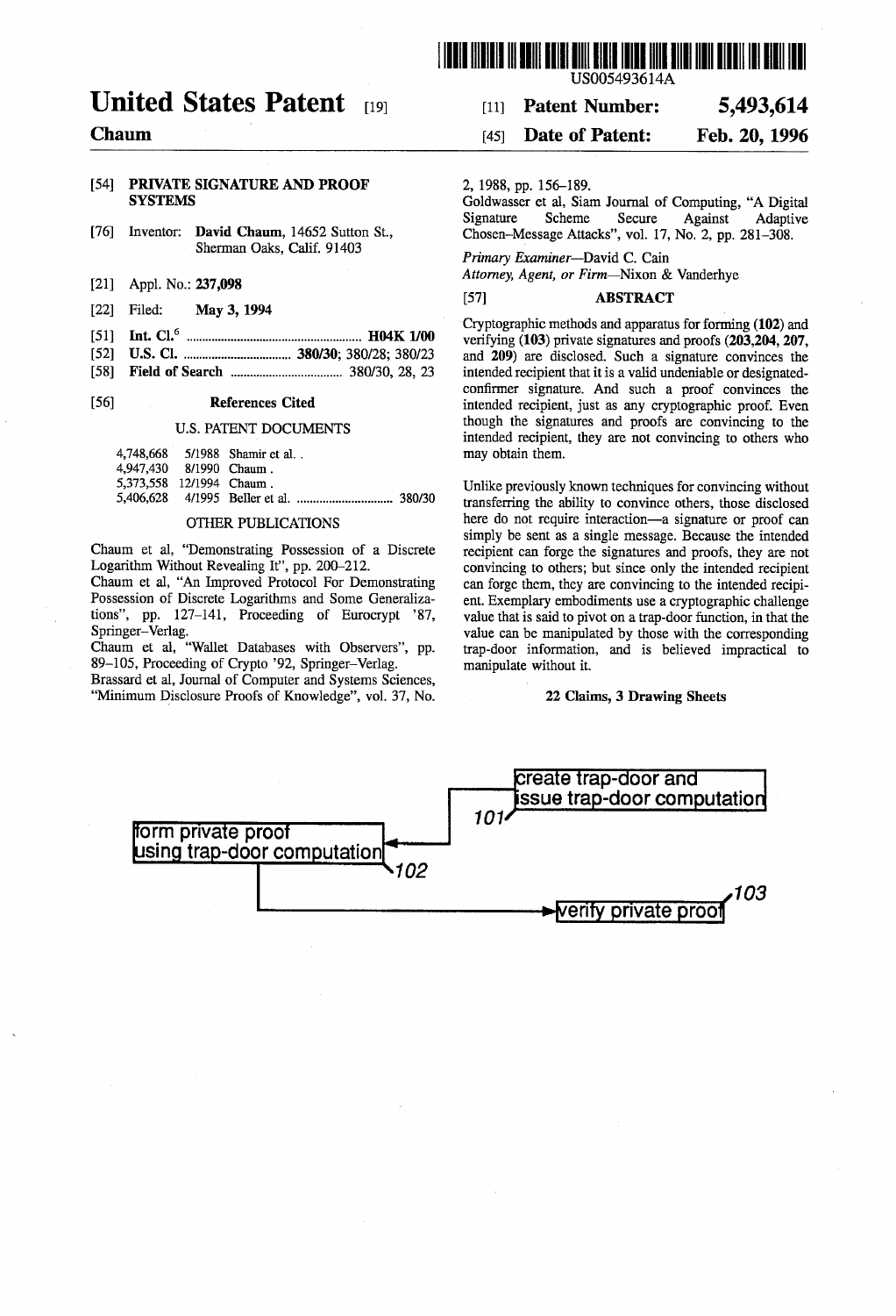US005493614A

# United States Patent [19]

**Chaum**

[11] **Patent Number: 5,493,614**

[45] **Date of Patent: Feb. 20, 1996**

[54] **PRIVATE SIGNATURE AND PROOF SYSTEMS**

[76] Inventor: **David Chaum**, 14652 Sutton St., Sherman Oaks, Calif. 91403

[21] Appl. No.: **237,098**

[22] Filed: **May 3, 1994**

[51] **Int. Cl.**[6] .......... **H04K 1/00**

[52] **U.S. Cl.** .......... **380/30**; 380/28; 380/23

[58] **Field of Search** .......... 380/30, 28, 23

[56] **References Cited**

U.S. PATENT DOCUMENTS

| | | |
|---|---|---|
| 4,748,668 | 5/1988 | Shamir et al. . |
| 4,947,430 | 8/1990 | Chaum . |
| 5,373,558 | 12/1994 | Chaum . |
| 5,406,628 | 4/1995 | Beller et al. .......... 380/30 |

OTHER PUBLICATIONS

Chaum et al, "Demonstrating Possession of a Discrete Logarithm Without Revealing It", pp. 200–212.

Chaum et al, "An Improved Protocol For Demonstrating Possession of Discrete Logarithms and Some Generalizations", pp. 127–141, Proceeding of Eurocrypt '87, Springer–Verlag.

Chaum et al, "Wallet Databases with Observers", pp. 89–105, Proceeding of Crypto '92, Springer–Verlag.

Brassard et al, Journal of Computer and Systems Sciences, "Minimum Disclosure Proofs of Knowledge", vol. 37, No. 2, 1988, pp. 156–189.

Goldwasser et al, Siam Journal of Computing, "A Digital Signature Scheme Secure Against Adaptive Chosen–Message Attacks", vol. 17, No. 2, pp. 281–308.

*Primary Examiner*—David C. Cain
*Attorney, Agent, or Firm*—Nixon & Vanderhye

[57] **ABSTRACT**

Cryptographic methods and apparatus for forming (**102**) and verifying (**103**) private signatures and proofs (**203**,**204**, **207**, and **209**) are disclosed. Such a signature convinces the intended recipient that it is a valid undeniable or designated-confirmer signature. And such a proof convinces the intended recipient, just as any cryptographic proof. Even though the signatures and proofs are convincing to the intended recipient, they are not convincing to others who may obtain them.

Unlike previously known techniques for convincing without transferring the ability to convince others, those disclosed here do not require interaction—a signature or proof can simply be sent as a single message. Because the intended recipient can forge the signatures and proofs, they are not convincing to others; but since only the intended recipient can forge them, they are convincing to the intended recipient. Exemplary embodiments use a cryptographic challenge value that is said to pivot on a trap-door function, in that the value can be manipulated by those with the corresponding trap-door information, and is believed impractical to manipulate without it.

**22 Claims, 3 Drawing Sheets**

create trap-door and issue trap-door computation — 101

form private proof using trap-door computation — 102

verify private proof — 103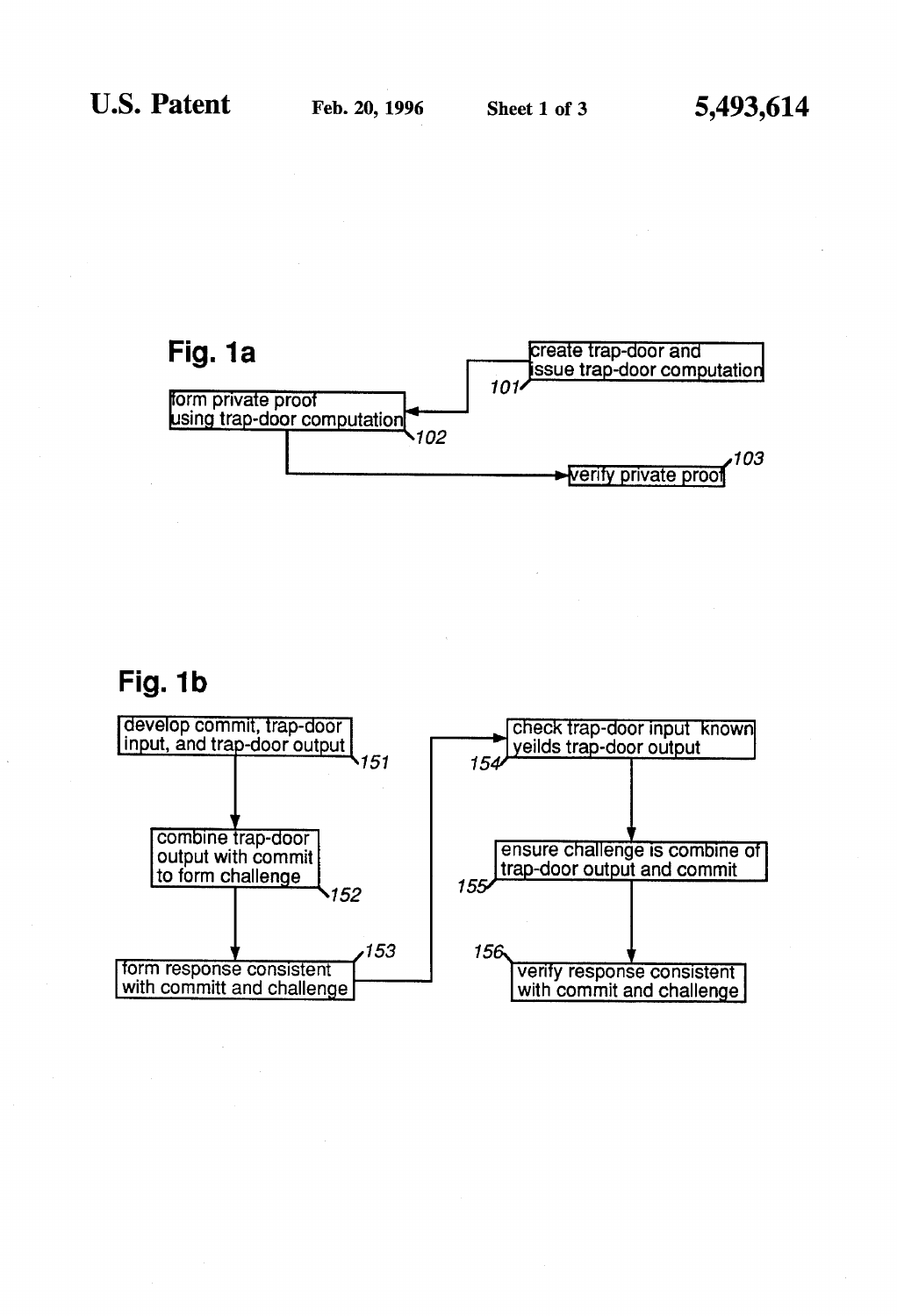**Fig. 1a**

create trap-door and issue trap-door computation — 101

form private proof using trap-door computation — 102

verify private proof — 103

**Fig. 1b**

develop commit, trap-door input, and trap-door output — 151

combine trap-door output with commit to form challenge — 152

form response consistent with committ and challenge — 153

check trap-door input known yeilds trap-door output — 154

ensure challenge is combine of trap-door output and commit — 155

verify response consistent with commit and challenge — 156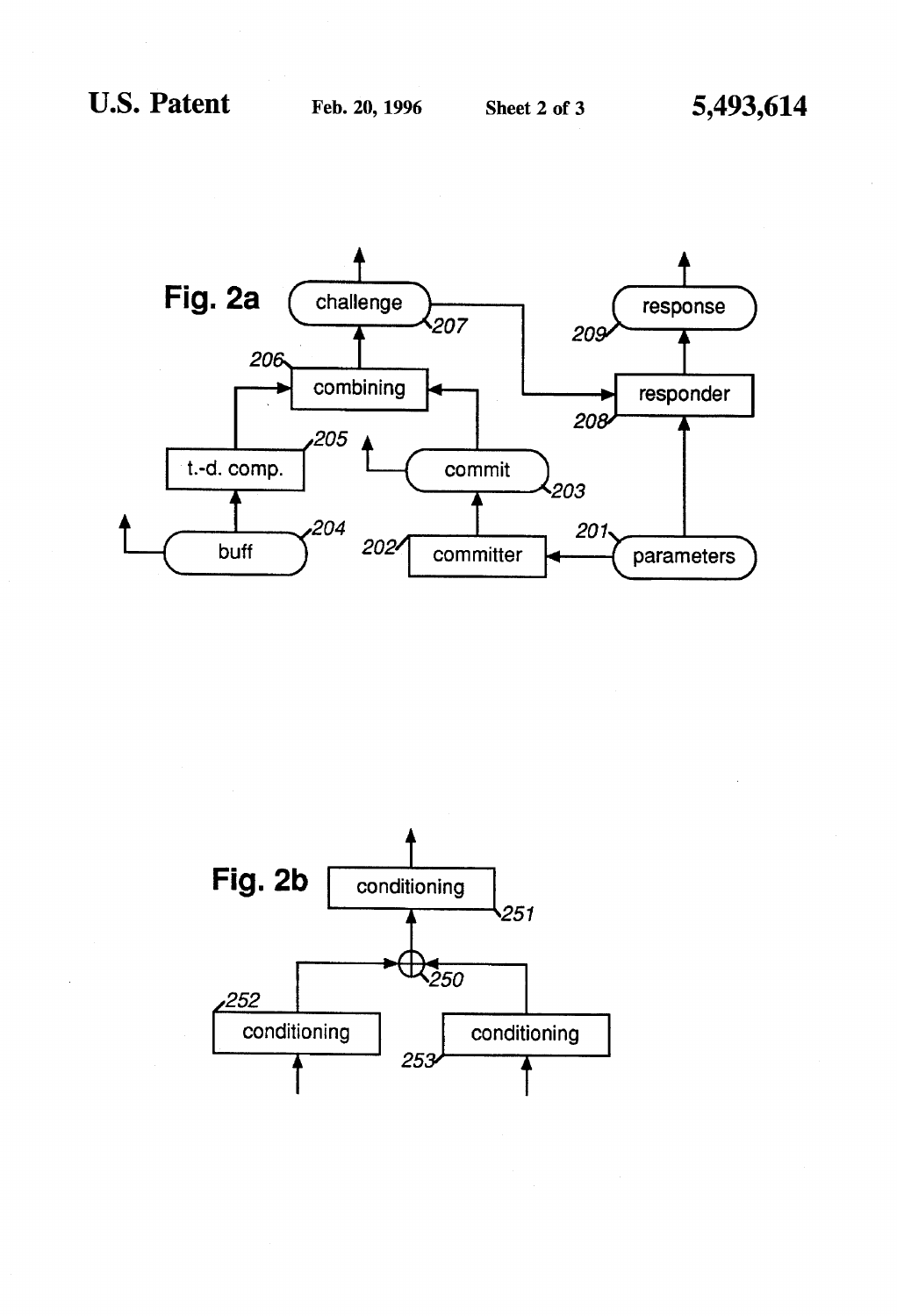**Fig. 2a**

challenge 207

combining 206

t.-d. comp. 205

commit 203

buff 204

committer 202

parameters 201

responder 208

response 209

**Fig. 2b**

conditioning 251

250

conditioning 252

conditioning 253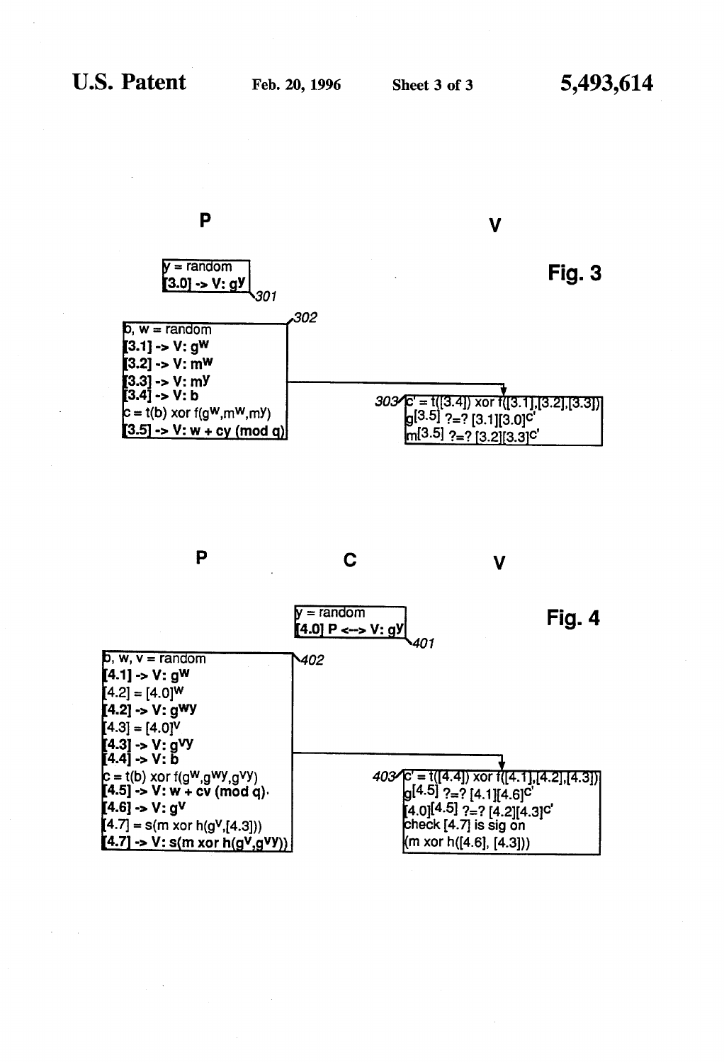## Fig. 3

**P** | **V**

**301**

$y$ = random
[3.0] -> V: $g^y$

**302**

$b$, $w$ = random
[3.1] -> V: $g^w$
[3.2] -> V: $m^w$
[3.3] -> V: $m^y$
[3.4] -> V: b
$c = t(b) \text{ xor } f(g^w, m^w, m^y)$
[3.5] -> V: $w + cy \pmod q$

**303**

$c' = t([3.4]) \text{ xor } f([3.1],[3.2],[3.3])$
$g^{[3.5]}$ ?=? $[3.1][3.0]^{c'}$
$m^{[3.5]}$ ?=? $[3.2][3.3]^{c'}$

## Fig. 4

**P** | **C** | **V**

**401**

$y$ = random
[4.0] P <--> V: $g^y$

**402**

$b$, $w$, $v$ = random
[4.1] -> V: $g^w$
$[4.2] = [4.0]^w$
[4.2] -> V: $g^{wy}$
$[4.3] = [4.0]^v$
[4.3] -> V: $g^{vy}$
[4.4] -> V: b
$c = t(b) \text{ xor } f(g^w, g^{wy}, g^{vy})$
[4.5] -> V: $w + cv \pmod q$
[4.6] -> V: $g^v$
$[4.7] = s(m \text{ xor } h(g^v, [4.3]))$
[4.7] -> V: $s(m \text{ xor } h(g^v, g^{vy}))$

**403**

$c' = t([4.4]) \text{ xor } f([4.1],[4.2],[4.3])$
$g^{[4.5]}$ ?=? $[4.1][4.6]^{c'}$
$[4.0]^{[4.5]}$ ?=? $[4.2][4.3]^{c'}$
check [4.7] is sig on
$(m \text{ xor } h([4.6], [4.3]))$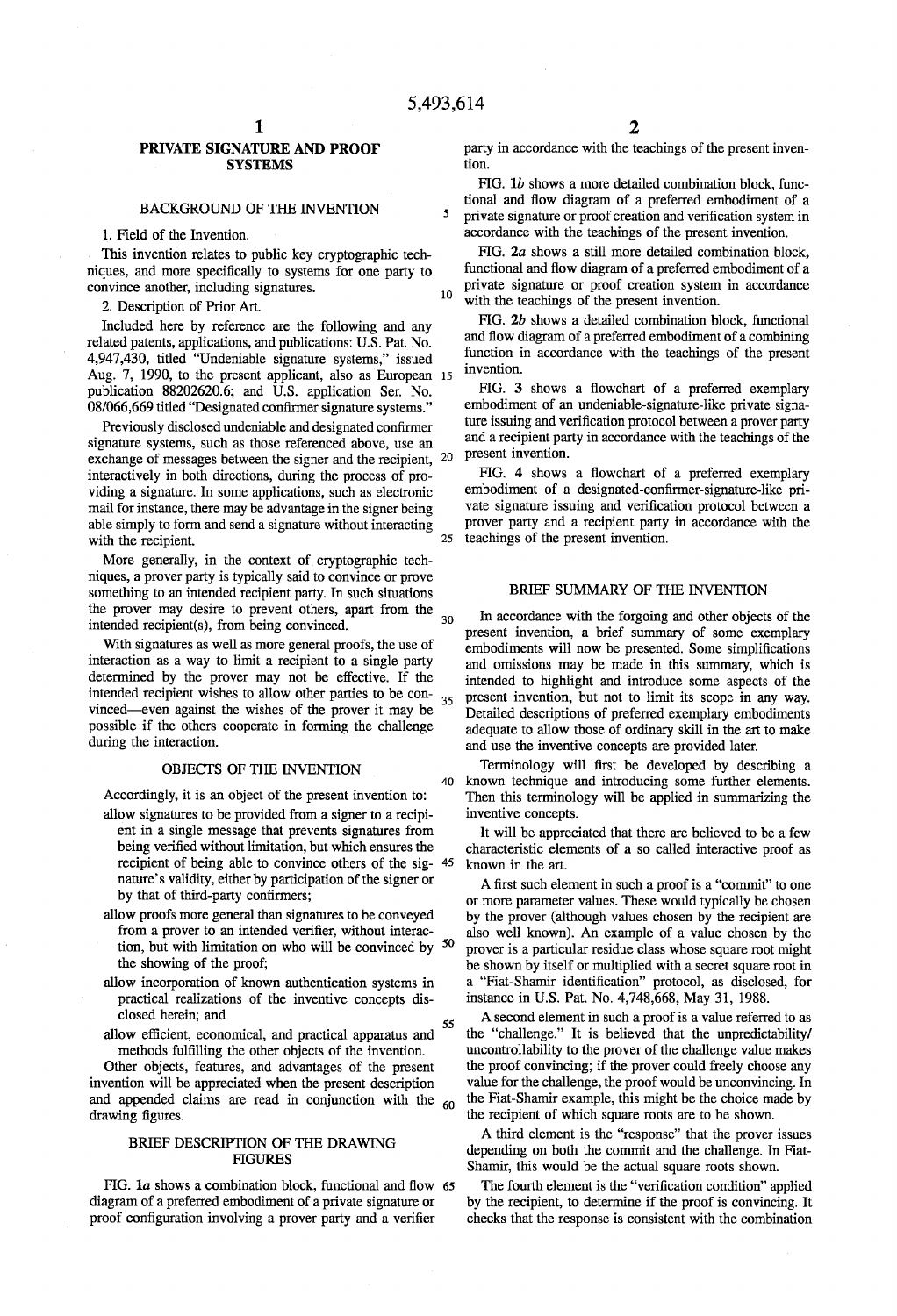# PRIVATE SIGNATURE AND PROOF SYSTEMS

## BACKGROUND OF THE INVENTION

1. Field of the Invention.

This invention relates to public key cryptographic techniques, and more specifically to systems for one party to convince another, including signatures.

2. Description of Prior Art.

Included here by reference are the following and any related patents, applications, and publications: U.S. Pat. No. 4,947,430, titled "Undeniable signature systems," issued Aug. 7, 1990, to the present applicant, also as European publication 88202620.6; and U.S. application Ser. No. 08/066,669 titled "Designated confirmer signature systems."

Previously disclosed undeniable and designated confirmer signature systems, such as those referenced above, use an exchange of messages between the signer and the recipient, interactively in both directions, during the process of providing a signature. In some applications, such as electronic mail for instance, there may be advantage in the signer being able simply to form and send a signature without interacting with the recipient.

More generally, in the context of cryptographic techniques, a prover party is typically said to convince or prove something to an intended recipient party. In such situations the prover may desire to prevent others, apart from the intended recipient(s), from being convinced.

With signatures as well as more general proofs, the use of interaction as a way to limit a recipient to a single party determined by the prover may not be effective. If the intended recipient wishes to allow other parties to be convinced—even against the wishes of the prover it may be possible if the others cooperate in forming the challenge during the interaction.

## OBJECTS OF THE INVENTION

Accordingly, it is an object of the present invention to:

- allow signatures to be provided from a signer to a recipient in a single message that prevents signatures from being verified without limitation, but which ensures the recipient of being able to convince others of the signature's validity, either by participation of the signer or by that of third-party confirmers;
- allow proofs more general than signatures to be conveyed from a prover to an intended verifier, without interaction, but with limitation on who will be convinced by the showing of the proof;
- allow incorporation of known authentication systems in practical realizations of the inventive concepts disclosed herein; and
- allow efficient, economical, and practical apparatus and methods fulfilling the other objects of the invention.

Other objects, features, and advantages of the present invention will be appreciated when the present description and appended claims are read in conjunction with the drawing figures.

## BRIEF DESCRIPTION OF THE DRAWING FIGURES

FIG. 1*a* shows a combination block, functional and flow diagram of a preferred embodiment of a private signature or proof configuration involving a prover party and a verifier party in accordance with the teachings of the present invention.

FIG. 1*b* shows a more detailed combination block, functional and flow diagram of a preferred embodiment of a private signature or proof creation and verification system in accordance with the teachings of the present invention.

FIG. 2*a* shows a still more detailed combination block, functional and flow diagram of a preferred embodiment of a private signature or proof creation system in accordance with the teachings of the present invention.

FIG. 2*b* shows a detailed combination block, functional and flow diagram of a preferred embodiment of a combining function in accordance with the teachings of the present invention.

FIG. 3 shows a flowchart of a preferred exemplary embodiment of an undeniable-signature-like private signature issuing and verification protocol between a prover party and a recipient party in accordance with the teachings of the present invention.

FIG. 4 shows a flowchart of a preferred exemplary embodiment of a designated-confirmer-signature-like private signature issuing and verification protocol between a prover party and a recipient party in accordance with the teachings of the present invention.

## BRIEF SUMMARY OF THE INVENTION

In accordance with the forgoing and other objects of the present invention, a brief summary of some exemplary embodiments will now be presented. Some simplifications and omissions may be made in this summary, which is intended to highlight and introduce some aspects of the present invention, but not to limit its scope in any way. Detailed descriptions of preferred exemplary embodiments adequate to allow those of ordinary skill in the art to make and use the inventive concepts are provided later.

Terminology will first be developed by describing a known technique and introducing some further elements. Then this terminology will be applied in summarizing the inventive concepts.

It will be appreciated that there are believed to be a few characteristic elements of a so called interactive proof as known in the art.

A first such element in such a proof is a "commit" to one or more parameter values. These would typically be chosen by the prover (although values chosen by the recipient are also well known). An example of a value chosen by the prover is a particular residue class whose square root might be shown by itself or multiplied with a secret square root in a "Fiat-Shamir identification" protocol, as disclosed, for instance in U.S. Pat. No. 4,748,668, May 31, 1988.

A second element in such a proof is a value referred to as the "challenge." It is believed that the unpredictability/uncontrollability to the prover of the challenge value makes the proof convincing; if the prover could freely choose any value for the challenge, the proof would be unconvincing. In the Fiat-Shamir example, this might be the choice made by the recipient of which square roots are to be shown.

A third element is the "response" that the prover issues depending on both the commit and the challenge. In Fiat-Shamir, this would be the actual square roots shown.

The fourth element is the "verification condition" applied by the recipient, to determine if the proof is convincing. It checks that the response is consistent with the combination